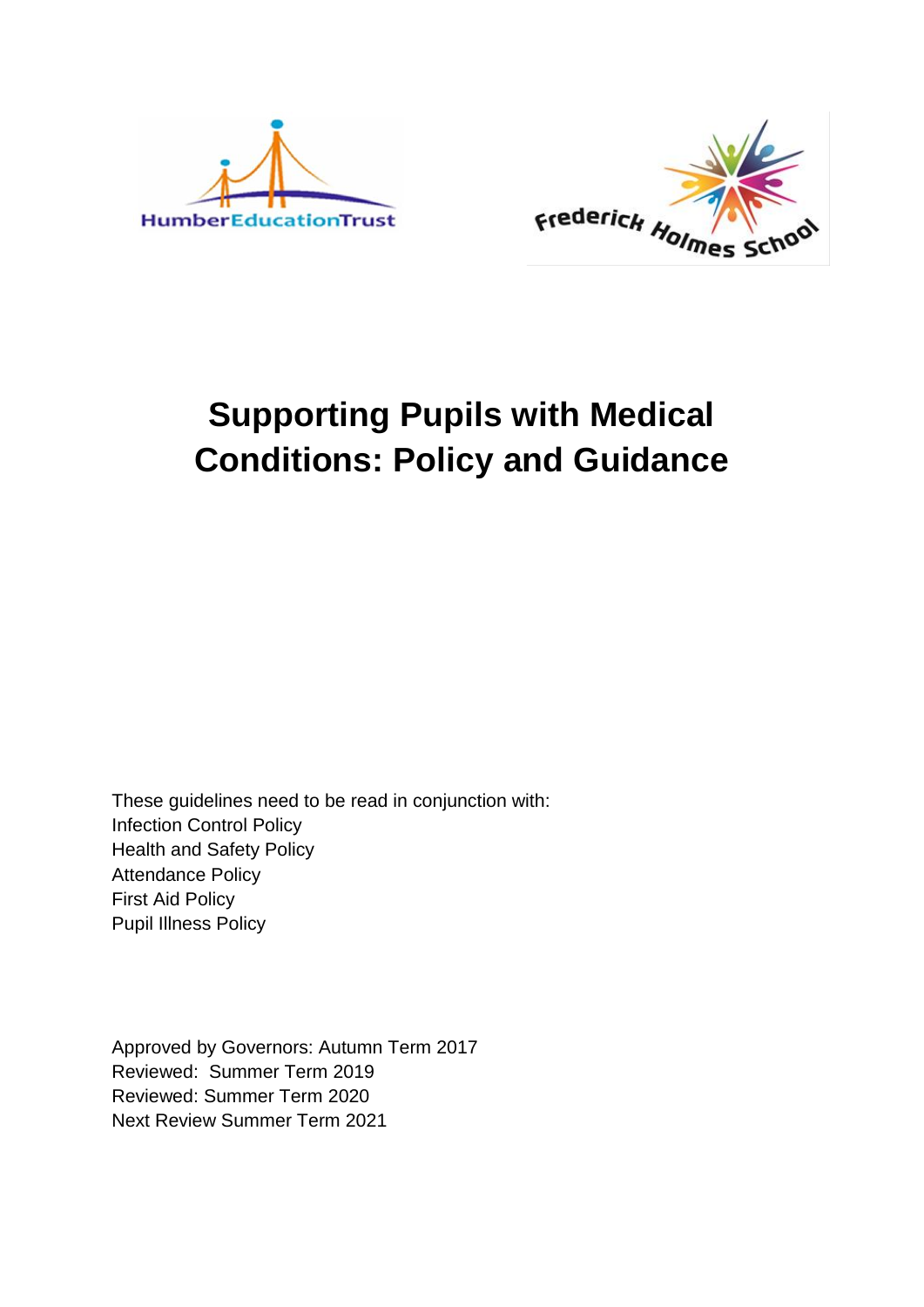# Supporting Pupils with Medical Conditions: Policy and Guidance

These guidelines need to be read in conjunction with:
Infection Control Policy
Health and Safety Policy
Attendance Policy
First Aid Policy
Pupil Illness Policy

Approved by Governors: Autumn Term 2017
Reviewed: Summer Term 2019
Reviewed: Summer Term 2020
Next Review Summer Term 2021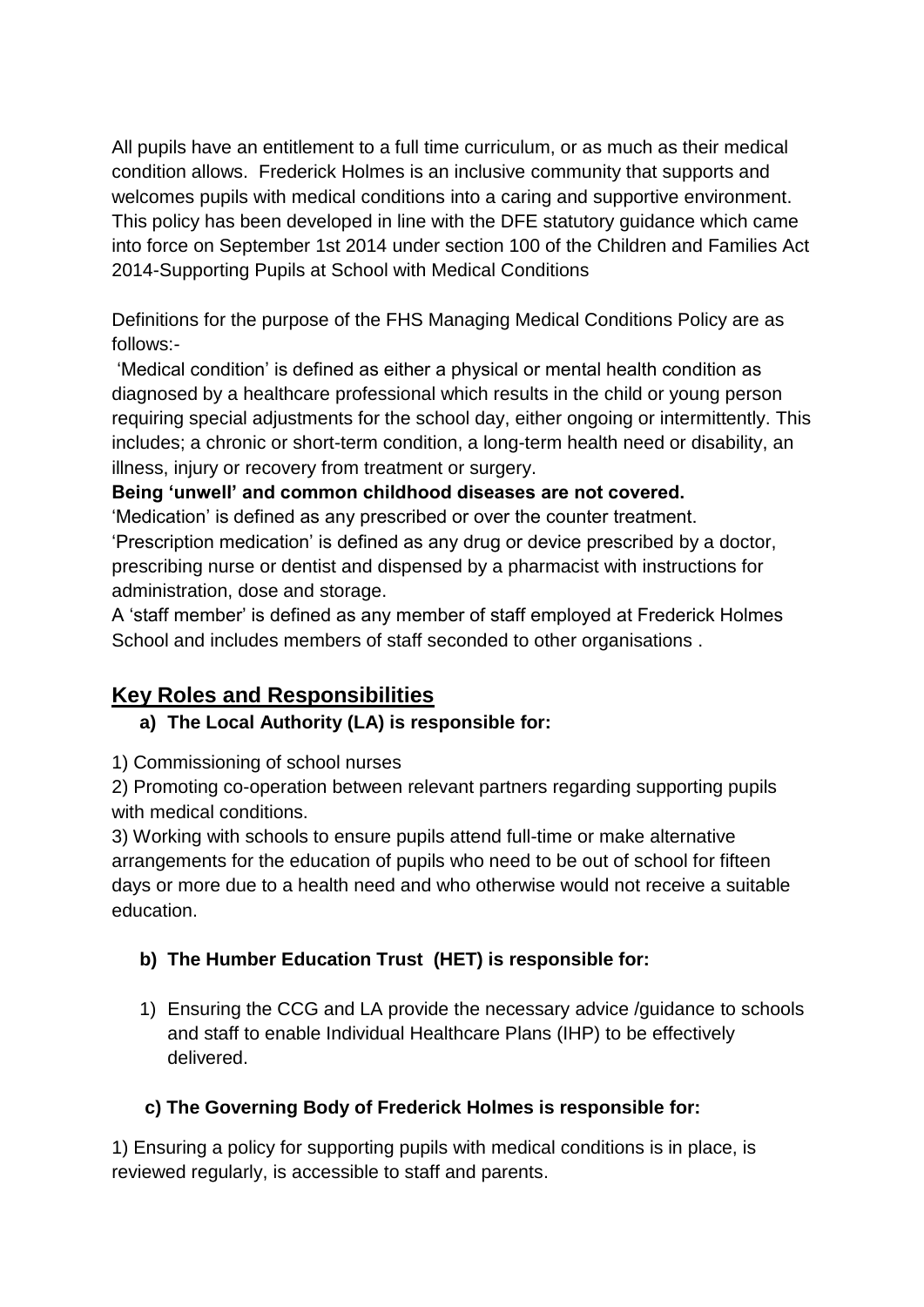All pupils have an entitlement to a full time curriculum, or as much as their medical condition allows. Frederick Holmes is an inclusive community that supports and welcomes pupils with medical conditions into a caring and supportive environment. This policy has been developed in line with the DFE statutory guidance which came into force on September 1st 2014 under section 100 of the Children and Families Act 2014-Supporting Pupils at School with Medical Conditions

Definitions for the purpose of the FHS Managing Medical Conditions Policy are as follows:-

'Medical condition' is defined as either a physical or mental health condition as diagnosed by a healthcare professional which results in the child or young person requiring special adjustments for the school day, either ongoing or intermittently. This includes; a chronic or short-term condition, a long-term health need or disability, an illness, injury or recovery from treatment or surgery.

**Being 'unwell' and common childhood diseases are not covered.**

'Medication' is defined as any prescribed or over the counter treatment.

'Prescription medication' is defined as any drug or device prescribed by a doctor, prescribing nurse or dentist and dispensed by a pharmacist with instructions for administration, dose and storage.

A 'staff member' is defined as any member of staff employed at Frederick Holmes School and includes members of staff seconded to other organisations .

## Key Roles and Responsibilities

**a) The Local Authority (LA) is responsible for:**

1) Commissioning of school nurses

2) Promoting co-operation between relevant partners regarding supporting pupils with medical conditions.

3) Working with schools to ensure pupils attend full-time or make alternative arrangements for the education of pupils who need to be out of school for fifteen days or more due to a health need and who otherwise would not receive a suitable education.

**b) The Humber Education Trust (HET) is responsible for:**

1) Ensuring the CCG and LA provide the necessary advice /guidance to schools and staff to enable Individual Healthcare Plans (IHP) to be effectively delivered.

**c) The Governing Body of Frederick Holmes is responsible for:**

1) Ensuring a policy for supporting pupils with medical conditions is in place, is reviewed regularly, is accessible to staff and parents.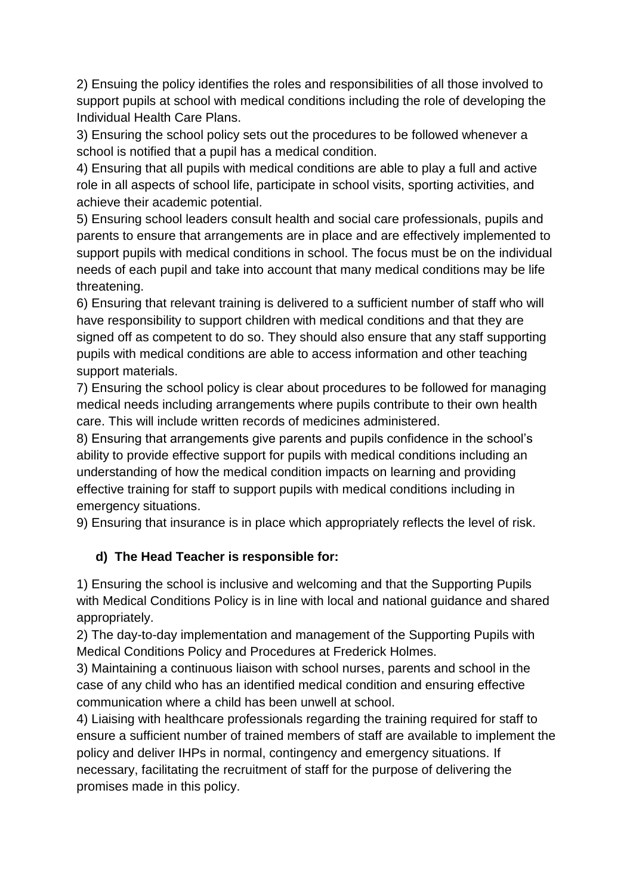2) Ensuing the policy identifies the roles and responsibilities of all those involved to support pupils at school with medical conditions including the role of developing the Individual Health Care Plans.

3) Ensuring the school policy sets out the procedures to be followed whenever a school is notified that a pupil has a medical condition.

4) Ensuring that all pupils with medical conditions are able to play a full and active role in all aspects of school life, participate in school visits, sporting activities, and achieve their academic potential.

5) Ensuring school leaders consult health and social care professionals, pupils and parents to ensure that arrangements are in place and are effectively implemented to support pupils with medical conditions in school. The focus must be on the individual needs of each pupil and take into account that many medical conditions may be life threatening.

6) Ensuring that relevant training is delivered to a sufficient number of staff who will have responsibility to support children with medical conditions and that they are signed off as competent to do so. They should also ensure that any staff supporting pupils with medical conditions are able to access information and other teaching support materials.

7) Ensuring the school policy is clear about procedures to be followed for managing medical needs including arrangements where pupils contribute to their own health care. This will include written records of medicines administered.

8) Ensuring that arrangements give parents and pupils confidence in the school's ability to provide effective support for pupils with medical conditions including an understanding of how the medical condition impacts on learning and providing effective training for staff to support pupils with medical conditions including in emergency situations.

9) Ensuring that insurance is in place which appropriately reflects the level of risk.

**d) The Head Teacher is responsible for:**

1) Ensuring the school is inclusive and welcoming and that the Supporting Pupils with Medical Conditions Policy is in line with local and national guidance and shared appropriately.

2) The day-to-day implementation and management of the Supporting Pupils with Medical Conditions Policy and Procedures at Frederick Holmes.

3) Maintaining a continuous liaison with school nurses, parents and school in the case of any child who has an identified medical condition and ensuring effective communication where a child has been unwell at school.

4) Liaising with healthcare professionals regarding the training required for staff to ensure a sufficient number of trained members of staff are available to implement the policy and deliver IHPs in normal, contingency and emergency situations. If necessary, facilitating the recruitment of staff for the purpose of delivering the promises made in this policy.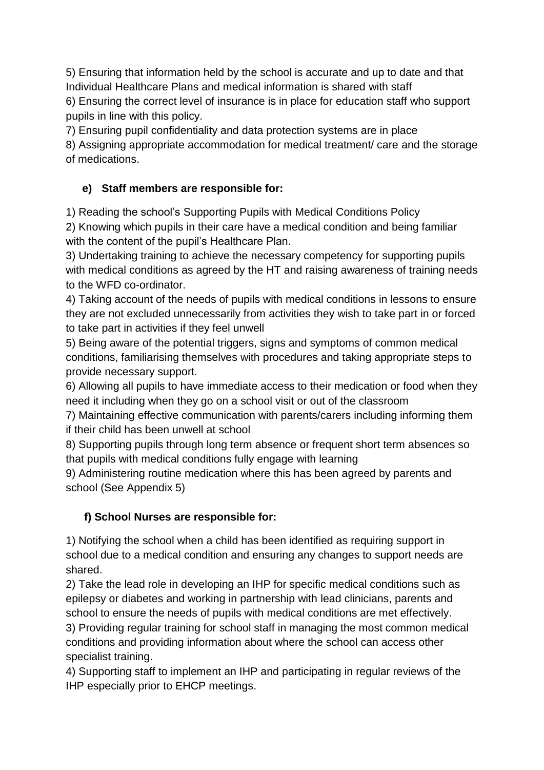5) Ensuring that information held by the school is accurate and up to date and that Individual Healthcare Plans and medical information is shared with staff

6) Ensuring the correct level of insurance is in place for education staff who support pupils in line with this policy.

7) Ensuring pupil confidentiality and data protection systems are in place

8) Assigning appropriate accommodation for medical treatment/ care and the storage of medications.

### e) Staff members are responsible for:

1) Reading the school's Supporting Pupils with Medical Conditions Policy

2) Knowing which pupils in their care have a medical condition and being familiar with the content of the pupil's Healthcare Plan.

3) Undertaking training to achieve the necessary competency for supporting pupils with medical conditions as agreed by the HT and raising awareness of training needs to the WFD co-ordinator.

4) Taking account of the needs of pupils with medical conditions in lessons to ensure they are not excluded unnecessarily from activities they wish to take part in or forced to take part in activities if they feel unwell

5) Being aware of the potential triggers, signs and symptoms of common medical conditions, familiarising themselves with procedures and taking appropriate steps to provide necessary support.

6) Allowing all pupils to have immediate access to their medication or food when they need it including when they go on a school visit or out of the classroom

7) Maintaining effective communication with parents/carers including informing them if their child has been unwell at school

8) Supporting pupils through long term absence or frequent short term absences so that pupils with medical conditions fully engage with learning

9) Administering routine medication where this has been agreed by parents and school (See Appendix 5)

### f) School Nurses are responsible for:

1) Notifying the school when a child has been identified as requiring support in school due to a medical condition and ensuring any changes to support needs are shared.

2) Take the lead role in developing an IHP for specific medical conditions such as epilepsy or diabetes and working in partnership with lead clinicians, parents and school to ensure the needs of pupils with medical conditions are met effectively.

3) Providing regular training for school staff in managing the most common medical conditions and providing information about where the school can access other specialist training.

4) Supporting staff to implement an IHP and participating in regular reviews of the IHP especially prior to EHCP meetings.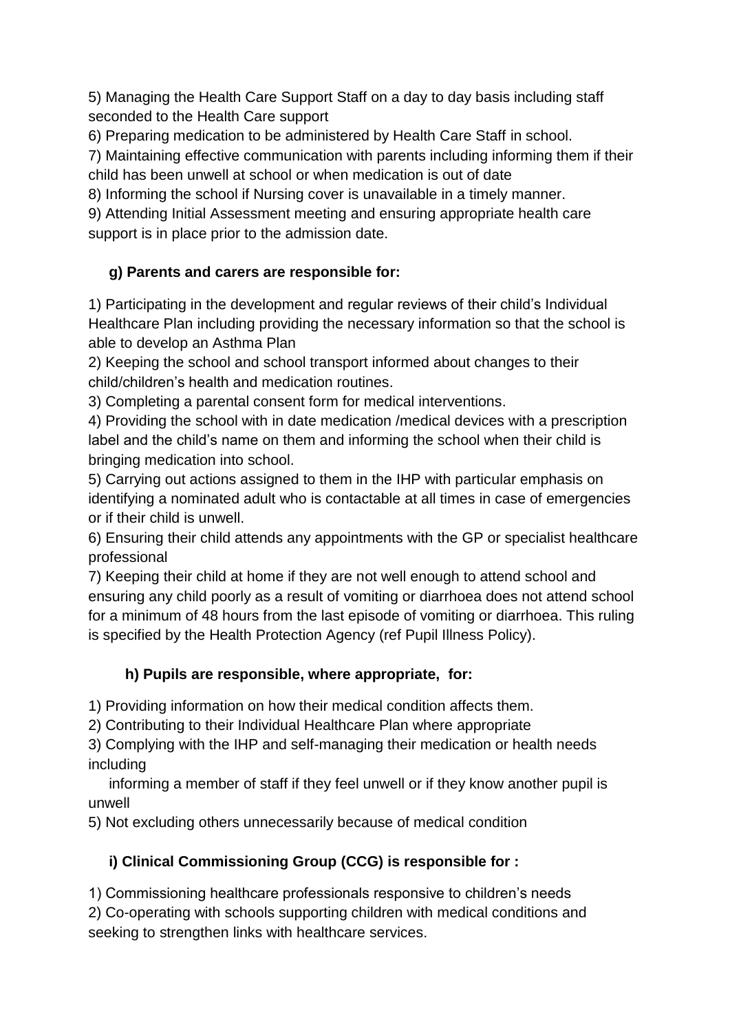5) Managing the Health Care Support Staff on a day to day basis including staff seconded to the Health Care support

6) Preparing medication to be administered by Health Care Staff in school.

7) Maintaining effective communication with parents including informing them if their child has been unwell at school or when medication is out of date

8) Informing the school if Nursing cover is unavailable in a timely manner.

9) Attending Initial Assessment meeting and ensuring appropriate health care support is in place prior to the admission date.

**g) Parents and carers are responsible for:**

1) Participating in the development and regular reviews of their child's Individual Healthcare Plan including providing the necessary information so that the school is able to develop an Asthma Plan

2) Keeping the school and school transport informed about changes to their child/children's health and medication routines.

3) Completing a parental consent form for medical interventions.

4) Providing the school with in date medication /medical devices with a prescription label and the child's name on them and informing the school when their child is bringing medication into school.

5) Carrying out actions assigned to them in the IHP with particular emphasis on identifying a nominated adult who is contactable at all times in case of emergencies or if their child is unwell.

6) Ensuring their child attends any appointments with the GP or specialist healthcare professional

7) Keeping their child at home if they are not well enough to attend school and ensuring any child poorly as a result of vomiting or diarrhoea does not attend school for a minimum of 48 hours from the last episode of vomiting or diarrhoea. This ruling is specified by the Health Protection Agency (ref Pupil Illness Policy).

**h) Pupils are responsible, where appropriate, for:**

1) Providing information on how their medical condition affects them.

2) Contributing to their Individual Healthcare Plan where appropriate

3) Complying with the IHP and self-managing their medication or health needs including

informing a member of staff if they feel unwell or if they know another pupil is unwell

5) Not excluding others unnecessarily because of medical condition

**i) Clinical Commissioning Group (CCG) is responsible for :**

1) Commissioning healthcare professionals responsive to children's needs

2) Co-operating with schools supporting children with medical conditions and seeking to strengthen links with healthcare services.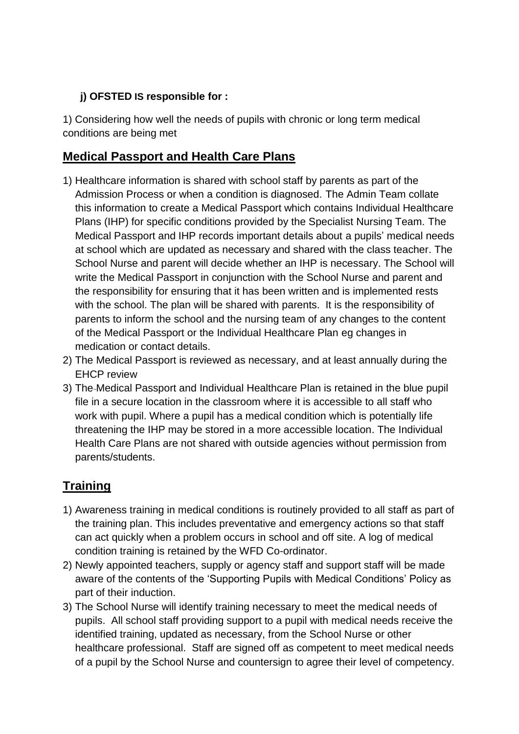**j) OFSTED IS responsible for :**

1) Considering how well the needs of pupils with chronic or long term medical conditions are being met

## Medical Passport and Health Care Plans

1) Healthcare information is shared with school staff by parents as part of the Admission Process or when a condition is diagnosed. The Admin Team collate this information to create a Medical Passport which contains Individual Healthcare Plans (IHP) for specific conditions provided by the Specialist Nursing Team. The Medical Passport and IHP records important details about a pupils' medical needs at school which are updated as necessary and shared with the class teacher. The School Nurse and parent will decide whether an IHP is necessary. The School will write the Medical Passport in conjunction with the School Nurse and parent and the responsibility for ensuring that it has been written and is implemented rests with the school. The plan will be shared with parents. It is the responsibility of parents to inform the school and the nursing team of any changes to the content of the Medical Passport or the Individual Healthcare Plan eg changes in medication or contact details.
2) The Medical Passport is reviewed as necessary, and at least annually during the EHCP review
3) The Medical Passport and Individual Healthcare Plan is retained in the blue pupil file in a secure location in the classroom where it is accessible to all staff who work with pupil. Where a pupil has a medical condition which is potentially life threatening the IHP may be stored in a more accessible location. The Individual Health Care Plans are not shared with outside agencies without permission from parents/students.

## Training

1) Awareness training in medical conditions is routinely provided to all staff as part of the training plan. This includes preventative and emergency actions so that staff can act quickly when a problem occurs in school and off site. A log of medical condition training is retained by the WFD Co-ordinator.
2) Newly appointed teachers, supply or agency staff and support staff will be made aware of the contents of the 'Supporting Pupils with Medical Conditions' Policy as part of their induction.
3) The School Nurse will identify training necessary to meet the medical needs of pupils. All school staff providing support to a pupil with medical needs receive the identified training, updated as necessary, from the School Nurse or other healthcare professional. Staff are signed off as competent to meet medical needs of a pupil by the School Nurse and countersign to agree their level of competency.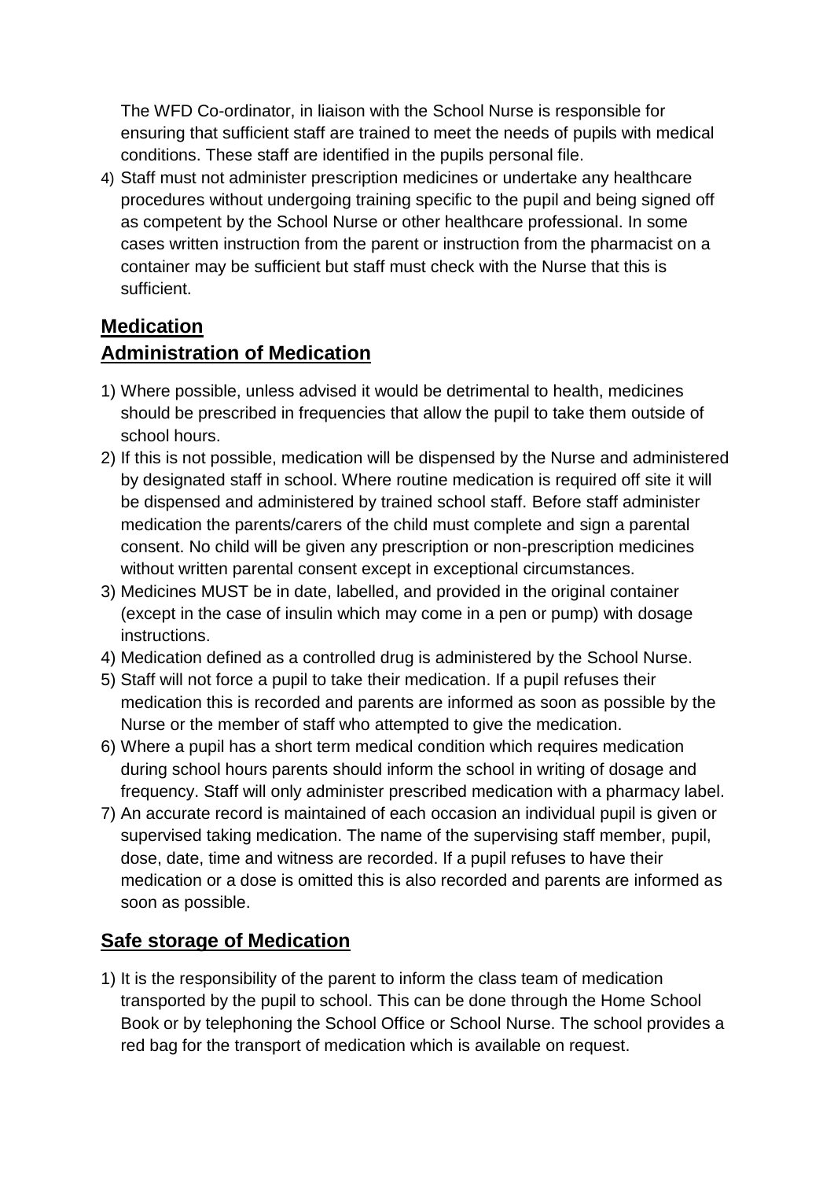The WFD Co-ordinator, in liaison with the School Nurse is responsible for ensuring that sufficient staff are trained to meet the needs of pupils with medical conditions. These staff are identified in the pupils personal file.

4) Staff must not administer prescription medicines or undertake any healthcare procedures without undergoing training specific to the pupil and being signed off as competent by the School Nurse or other healthcare professional. In some cases written instruction from the parent or instruction from the pharmacist on a container may be sufficient but staff must check with the Nurse that this is sufficient.

## Medication

## Administration of Medication

1) Where possible, unless advised it would be detrimental to health, medicines should be prescribed in frequencies that allow the pupil to take them outside of school hours.
2) If this is not possible, medication will be dispensed by the Nurse and administered by designated staff in school. Where routine medication is required off site it will be dispensed and administered by trained school staff. Before staff administer medication the parents/carers of the child must complete and sign a parental consent. No child will be given any prescription or non-prescription medicines without written parental consent except in exceptional circumstances.
3) Medicines MUST be in date, labelled, and provided in the original container (except in the case of insulin which may come in a pen or pump) with dosage instructions.
4) Medication defined as a controlled drug is administered by the School Nurse.
5) Staff will not force a pupil to take their medication. If a pupil refuses their medication this is recorded and parents are informed as soon as possible by the Nurse or the member of staff who attempted to give the medication.
6) Where a pupil has a short term medical condition which requires medication during school hours parents should inform the school in writing of dosage and frequency. Staff will only administer prescribed medication with a pharmacy label.
7) An accurate record is maintained of each occasion an individual pupil is given or supervised taking medication. The name of the supervising staff member, pupil, dose, date, time and witness are recorded. If a pupil refuses to have their medication or a dose is omitted this is also recorded and parents are informed as soon as possible.

## Safe storage of Medication

1) It is the responsibility of the parent to inform the class team of medication transported by the pupil to school. This can be done through the Home School Book or by telephoning the School Office or School Nurse. The school provides a red bag for the transport of medication which is available on request.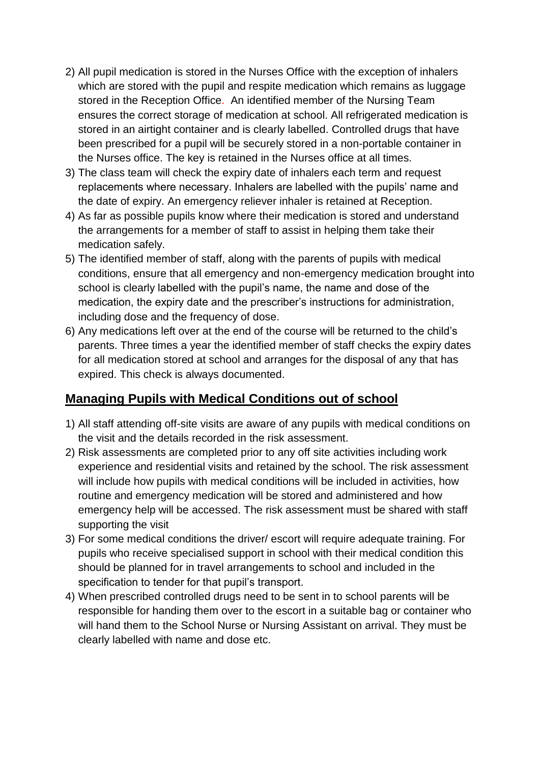2) All pupil medication is stored in the Nurses Office with the exception of inhalers which are stored with the pupil and respite medication which remains as luggage stored in the Reception Office. An identified member of the Nursing Team ensures the correct storage of medication at school. All refrigerated medication is stored in an airtight container and is clearly labelled. Controlled drugs that have been prescribed for a pupil will be securely stored in a non-portable container in the Nurses office. The key is retained in the Nurses office at all times.
3) The class team will check the expiry date of inhalers each term and request replacements where necessary. Inhalers are labelled with the pupils' name and the date of expiry. An emergency reliever inhaler is retained at Reception.
4) As far as possible pupils know where their medication is stored and understand the arrangements for a member of staff to assist in helping them take their medication safely.
5) The identified member of staff, along with the parents of pupils with medical conditions, ensure that all emergency and non-emergency medication brought into school is clearly labelled with the pupil's name, the name and dose of the medication, the expiry date and the prescriber's instructions for administration, including dose and the frequency of dose.
6) Any medications left over at the end of the course will be returned to the child's parents. Three times a year the identified member of staff checks the expiry dates for all medication stored at school and arranges for the disposal of any that has expired. This check is always documented.

## Managing Pupils with Medical Conditions out of school

1) All staff attending off-site visits are aware of any pupils with medical conditions on the visit and the details recorded in the risk assessment.
2) Risk assessments are completed prior to any off site activities including work experience and residential visits and retained by the school. The risk assessment will include how pupils with medical conditions will be included in activities, how routine and emergency medication will be stored and administered and how emergency help will be accessed. The risk assessment must be shared with staff supporting the visit
3) For some medical conditions the driver/ escort will require adequate training. For pupils who receive specialised support in school with their medical condition this should be planned for in travel arrangements to school and included in the specification to tender for that pupil's transport.
4) When prescribed controlled drugs need to be sent in to school parents will be responsible for handing them over to the escort in a suitable bag or container who will hand them to the School Nurse or Nursing Assistant on arrival. They must be clearly labelled with name and dose etc.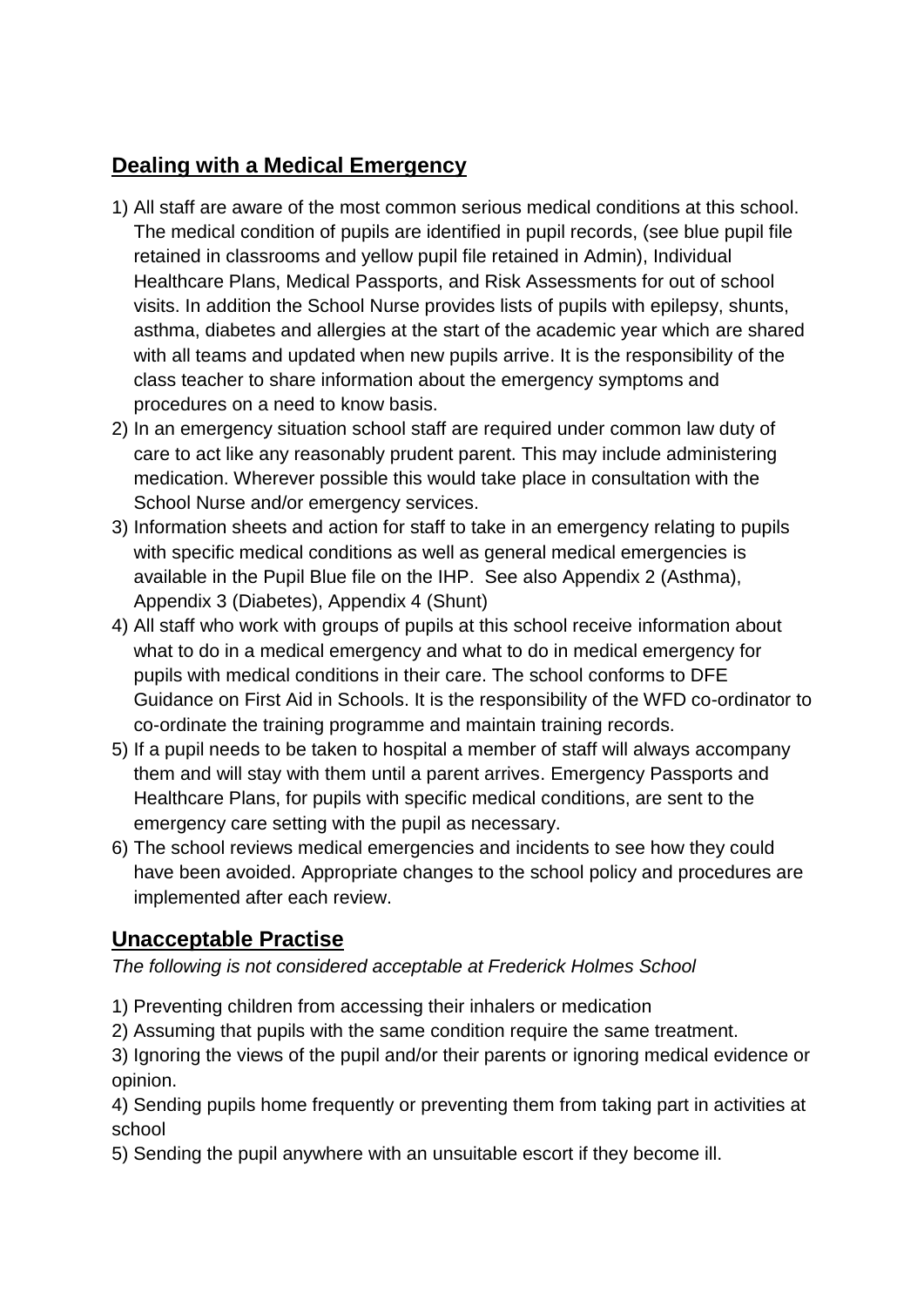## Dealing with a Medical Emergency

1) All staff are aware of the most common serious medical conditions at this school. The medical condition of pupils are identified in pupil records, (see blue pupil file retained in classrooms and yellow pupil file retained in Admin), Individual Healthcare Plans, Medical Passports, and Risk Assessments for out of school visits. In addition the School Nurse provides lists of pupils with epilepsy, shunts, asthma, diabetes and allergies at the start of the academic year which are shared with all teams and updated when new pupils arrive. It is the responsibility of the class teacher to share information about the emergency symptoms and procedures on a need to know basis.
2) In an emergency situation school staff are required under common law duty of care to act like any reasonably prudent parent. This may include administering medication. Wherever possible this would take place in consultation with the School Nurse and/or emergency services.
3) Information sheets and action for staff to take in an emergency relating to pupils with specific medical conditions as well as general medical emergencies is available in the Pupil Blue file on the IHP. See also Appendix 2 (Asthma), Appendix 3 (Diabetes), Appendix 4 (Shunt)
4) All staff who work with groups of pupils at this school receive information about what to do in a medical emergency and what to do in medical emergency for pupils with medical conditions in their care. The school conforms to DFE Guidance on First Aid in Schools. It is the responsibility of the WFD co-ordinator to co-ordinate the training programme and maintain training records.
5) If a pupil needs to be taken to hospital a member of staff will always accompany them and will stay with them until a parent arrives. Emergency Passports and Healthcare Plans, for pupils with specific medical conditions, are sent to the emergency care setting with the pupil as necessary.
6) The school reviews medical emergencies and incidents to see how they could have been avoided. Appropriate changes to the school policy and procedures are implemented after each review.

## Unacceptable Practise

*The following is not considered acceptable at Frederick Holmes School*

1) Preventing children from accessing their inhalers or medication
2) Assuming that pupils with the same condition require the same treatment.
3) Ignoring the views of the pupil and/or their parents or ignoring medical evidence or opinion.
4) Sending pupils home frequently or preventing them from taking part in activities at school
5) Sending the pupil anywhere with an unsuitable escort if they become ill.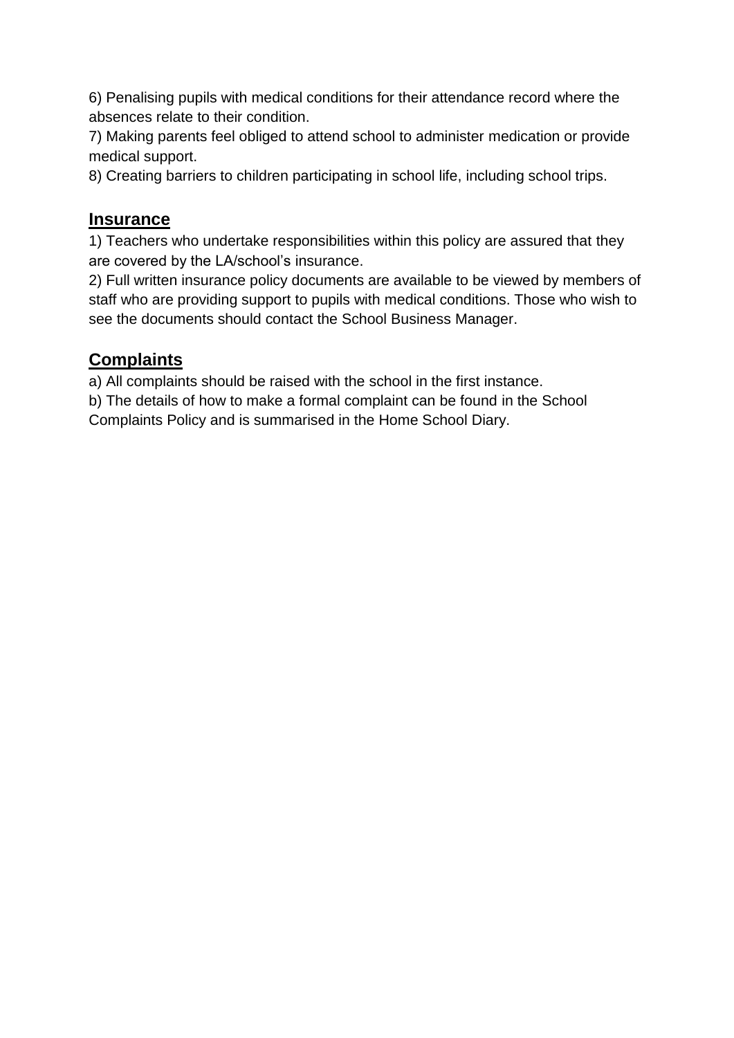6) Penalising pupils with medical conditions for their attendance record where the absences relate to their condition.
7) Making parents feel obliged to attend school to administer medication or provide medical support.
8) Creating barriers to children participating in school life, including school trips.

## Insurance

1) Teachers who undertake responsibilities within this policy are assured that they are covered by the LA/school's insurance.
2) Full written insurance policy documents are available to be viewed by members of staff who are providing support to pupils with medical conditions. Those who wish to see the documents should contact the School Business Manager.

## Complaints

a) All complaints should be raised with the school in the first instance.
b) The details of how to make a formal complaint can be found in the School Complaints Policy and is summarised in the Home School Diary.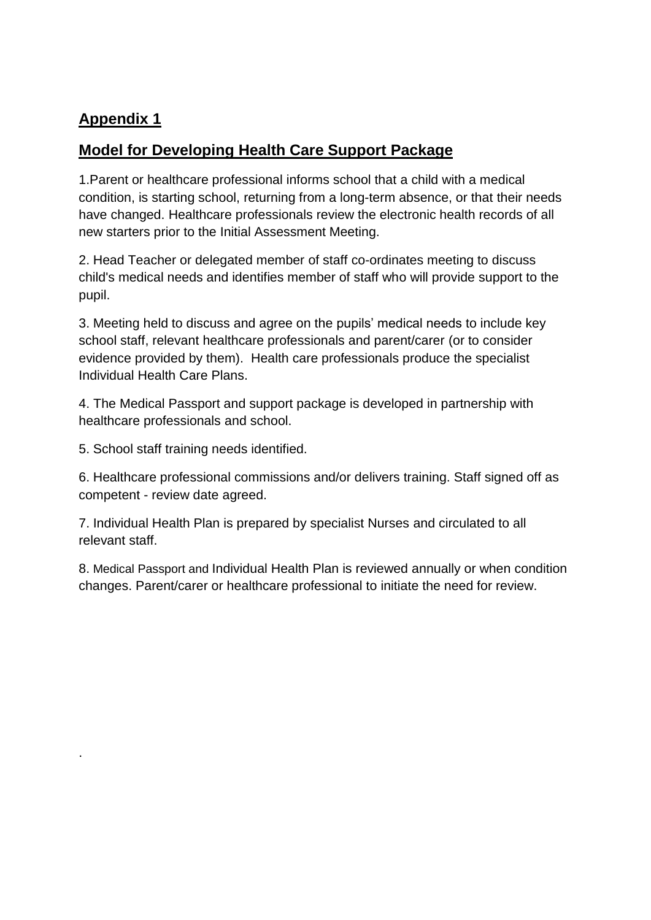## Appendix 1

## Model for Developing Health Care Support Package

1.Parent or healthcare professional informs school that a child with a medical condition, is starting school, returning from a long-term absence, or that their needs have changed. Healthcare professionals review the electronic health records of all new starters prior to the Initial Assessment Meeting.

2. Head Teacher or delegated member of staff co-ordinates meeting to discuss child's medical needs and identifies member of staff who will provide support to the pupil.

3. Meeting held to discuss and agree on the pupils' medical needs to include key school staff, relevant healthcare professionals and parent/carer (or to consider evidence provided by them). Health care professionals produce the specialist Individual Health Care Plans.

4. The Medical Passport and support package is developed in partnership with healthcare professionals and school.

5. School staff training needs identified.

6. Healthcare professional commissions and/or delivers training. Staff signed off as competent - review date agreed.

7. Individual Health Plan is prepared by specialist Nurses and circulated to all relevant staff.

8. Medical Passport and Individual Health Plan is reviewed annually or when condition changes. Parent/carer or healthcare professional to initiate the need for review.

.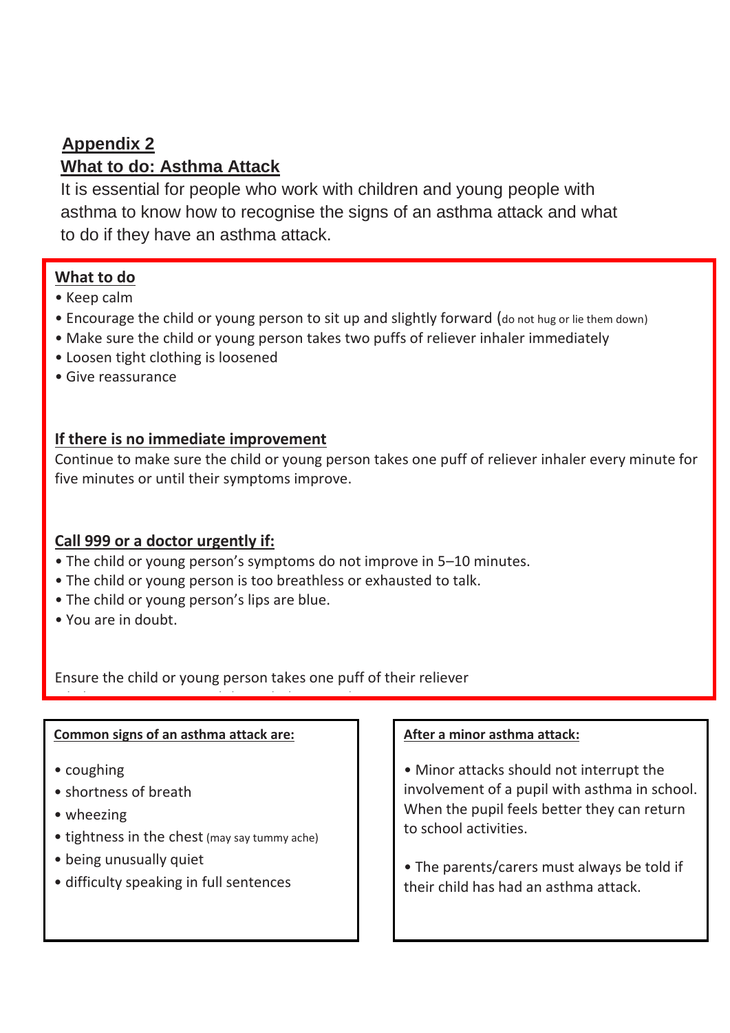## Appendix 2

## What to do: Asthma Attack

It is essential for people who work with children and young people with asthma to know how to recognise the signs of an asthma attack and what to do if they have an asthma attack.

### What to do

- Keep calm
- Encourage the child or young person to sit up and slightly forward (do not hug or lie them down)
- Make sure the child or young person takes two puffs of reliever inhaler immediately
- Loosen tight clothing is loosened
- Give reassurance

### If there is no immediate improvement

Continue to make sure the child or young person takes one puff of reliever inhaler every minute for five minutes or until their symptoms improve.

### Call 999 or a doctor urgently if:

- The child or young person's symptoms do not improve in 5–10 minutes.
- The child or young person is too breathless or exhausted to talk.
- The child or young person's lips are blue.
- You are in doubt.

Ensure the child or young person takes one puff of their reliever

### Common signs of an asthma attack are:

- coughing
- shortness of breath
- wheezing
- tightness in the chest (may say tummy ache)
- being unusually quiet
- difficulty speaking in full sentences

### After a minor asthma attack:

- Minor attacks should not interrupt the involvement of a pupil with asthma in school. When the pupil feels better they can return to school activities.
- The parents/carers must always be told if their child has had an asthma attack.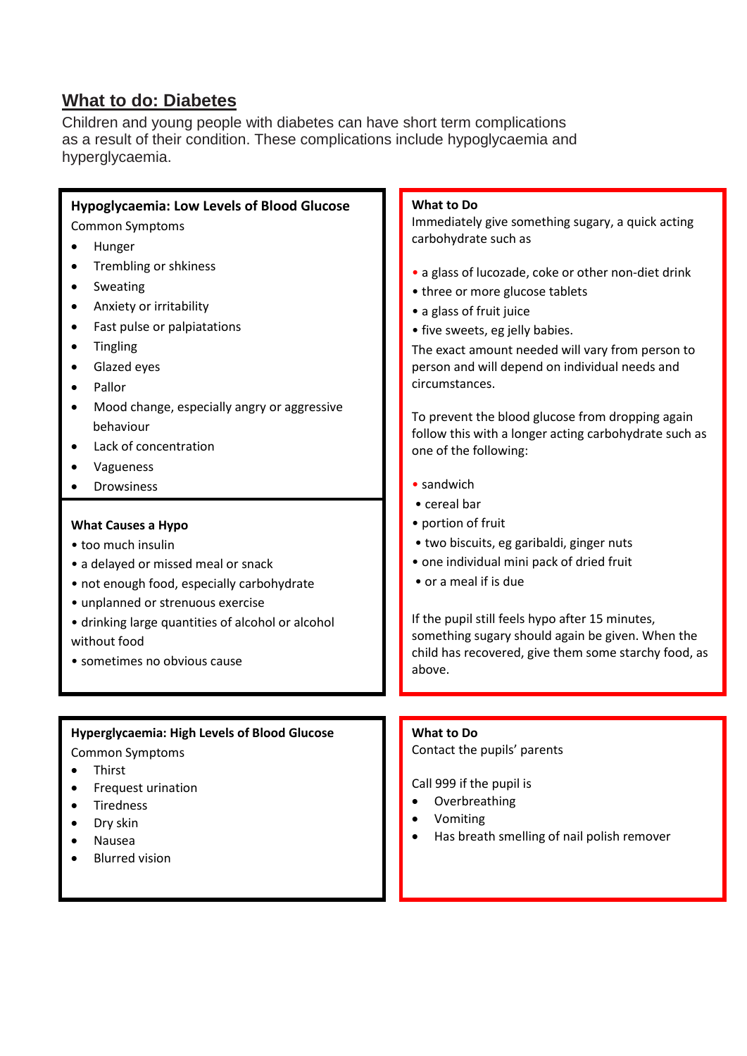## What to do: Diabetes

Children and young people with diabetes can have short term complications as a result of their condition. These complications include hypoglycaemia and hyperglycaemia.

**Hypoglycaemia: Low Levels of Blood Glucose**

Common Symptoms

- Hunger
- Trembling or shkiness
- Sweating
- Anxiety or irritability
- Fast pulse or palpiatations
- Tingling
- Glazed eyes
- Pallor
- Mood change, especially angry or aggressive behaviour
- Lack of concentration
- Vagueness
- Drowsiness

**What Causes a Hypo**

- too much insulin
- a delayed or missed meal or snack
- not enough food, especially carbohydrate
- unplanned or strenuous exercise
- drinking large quantities of alcohol or alcohol without food
- sometimes no obvious cause

**What to Do**

Immediately give something sugary, a quick acting carbohydrate such as

- a glass of lucozade, coke or other non-diet drink
- three or more glucose tablets
- a glass of fruit juice
- five sweets, eg jelly babies.

The exact amount needed will vary from person to person and will depend on individual needs and circumstances.

To prevent the blood glucose from dropping again follow this with a longer acting carbohydrate such as one of the following:

- sandwich
- cereal bar
- portion of fruit
- two biscuits, eg garibaldi, ginger nuts
- one individual mini pack of dried fruit
- or a meal if is due

If the pupil still feels hypo after 15 minutes, something sugary should again be given. When the child has recovered, give them some starchy food, as above.

**Hyperglycaemia: High Levels of Blood Glucose**

Common Symptoms

- Thirst
- Frequest urination
- Tiredness
- Dry skin
- Nausea
- Blurred vision

**What to Do**

Contact the pupils' parents

Call 999 if the pupil is

- Overbreathing
- Vomiting
- Has breath smelling of nail polish remover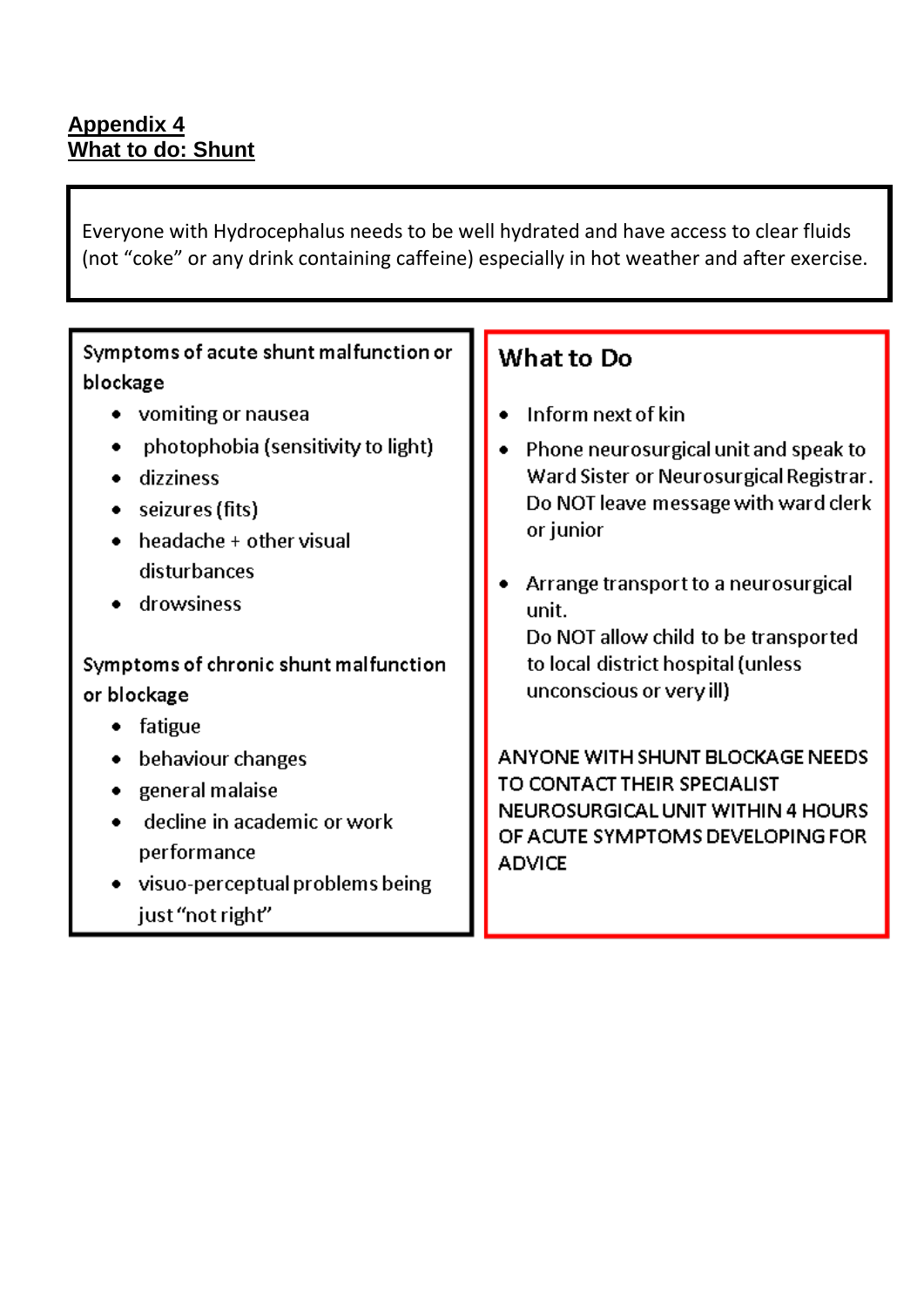**Appendix 4**
**What to do: Shunt**

Everyone with Hydrocephalus needs to be well hydrated and have access to clear fluids (not "coke" or any drink containing caffeine) especially in hot weather and after exercise.

Symptoms of acute shunt malfunction or blockage

- vomiting or nausea
- photophobia (sensitivity to light)
- dizziness
- seizures (fits)
- headache + other visual disturbances
- drowsiness

Symptoms of chronic shunt malfunction or blockage

- fatigue
- behaviour changes
- general malaise
- decline in academic or work performance
- visuo-perceptual problems being just "not right"

## What to Do

- Inform next of kin
- Phone neurosurgical unit and speak to Ward Sister or Neurosurgical Registrar. Do NOT leave message with ward clerk or junior
- Arrange transport to a neurosurgical unit.
  Do NOT allow child to be transported to local district hospital (unless unconscious or very ill)

ANYONE WITH SHUNT BLOCKAGE NEEDS TO CONTACT THEIR SPECIALIST NEUROSURGICAL UNIT WITHIN 4 HOURS OF ACUTE SYMPTOMS DEVELOPING FOR ADVICE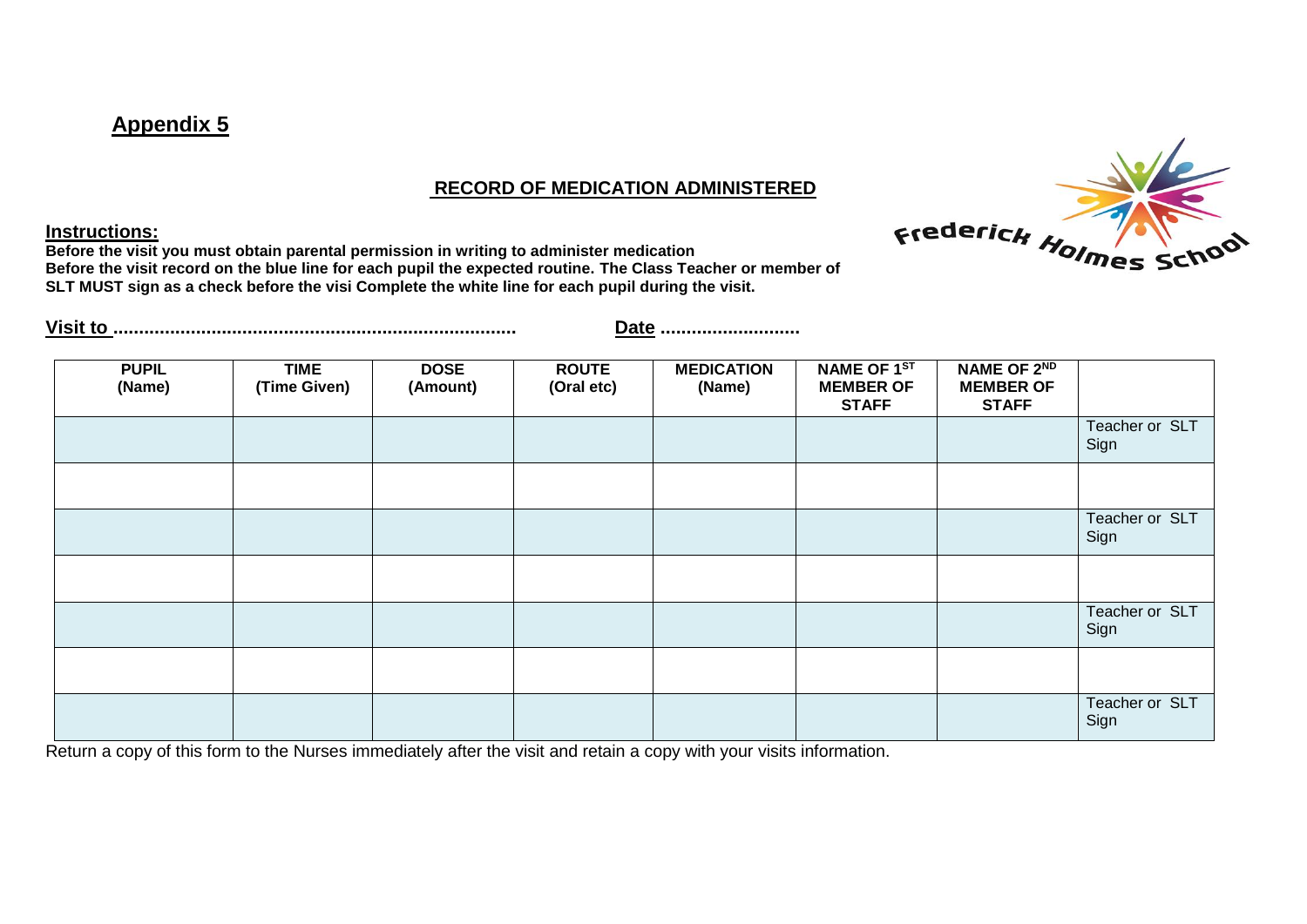## Appendix 5

### RECORD OF MEDICATION ADMINISTERED

Frederick Holmes School

**Instructions:**

**Before the visit you must obtain parental permission in writing to administer medication**
**Before the visit record on the blue line for each pupil the expected routine. The Class Teacher or member of SLT MUST sign as a check before the visi Complete the white line for each pupil during the visit.**

**Visit to .............................................................................** **Date ...........................**

| PUPIL (Name) | TIME (Time Given) | DOSE (Amount) | ROUTE (Oral etc) | MEDICATION (Name) | NAME OF 1ST MEMBER OF STAFF | NAME OF 2ND MEMBER OF STAFF | |
|---|---|---|---|---|---|---|---|
| | | | | | | | Teacher or SLT Sign |
| | | | | | | | |
| | | | | | | | Teacher or SLT Sign |
| | | | | | | | |
| | | | | | | | Teacher or SLT Sign |
| | | | | | | | |
| | | | | | | | Teacher or SLT Sign |

Return a copy of this form to the Nurses immediately after the visit and retain a copy with your visits information.